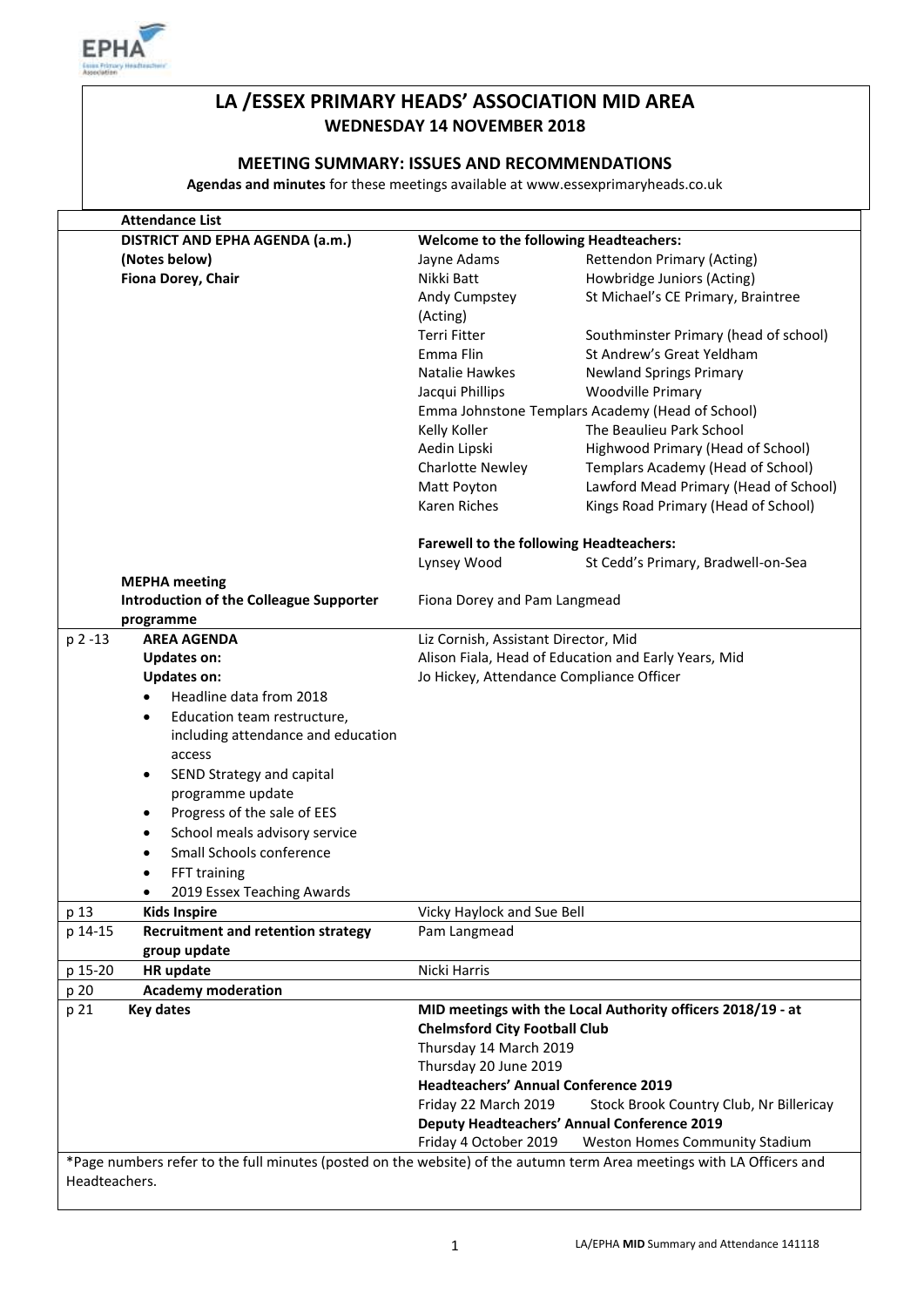# LA /ESSEX PRIMARY HEADS' ASSOCIATION MID AREA

## WEDNESDAY 14 NOVEMBER 2018

### MEETING SUMMARY: ISSUES AND RECOMMENDATIONS

**Agendas and minutes** for these meetings available at www.essexprimaryheads.co.uk

| | **Attendance List** | | |
|---|---|---|---|
| | **DISTRICT AND EPHA AGENDA (a.m.)**<br>**(Notes below)**<br>**Fiona Dorey, Chair** | **Welcome to the following Headteachers:** | |
| | | Jayne Adams | Rettendon Primary (Acting) |
| | | Nikki Batt | Howbridge Juniors (Acting) |
| | | Andy Cumpstey (Acting) | St Michael's CE Primary, Braintree |
| | | Terri Fitter | Southminster Primary (head of school) |
| | | Emma Flin | St Andrew's Great Yeldham |
| | | Natalie Hawkes | Newland Springs Primary |
| | | Jacqui Phillips | Woodville Primary |
| | | Emma Johnstone | Templars Academy (Head of School) |
| | | Kelly Koller | The Beaulieu Park School |
| | | Aedin Lipski | Highwood Primary (Head of School) |
| | | Charlotte Newley | Templars Academy (Head of School) |
| | | Matt Poyton | Lawford Mead Primary (Head of School) |
| | | Karen Riches | Kings Road Primary (Head of School) |
| | | **Farewell to the following Headteachers:** | |
| | | Lynsey Wood | St Cedd's Primary, Bradwell-on-Sea |
| | **MEPHA meeting**<br>**Introduction of the Colleague Supporter programme** | Fiona Dorey and Pam Langmead | |
| p 2 -13 | **AREA AGENDA**<br>**Updates on:**<br>**Updates on:**<br>• Headline data from 2018<br>• Education team restructure, including attendance and education access<br>• SEND Strategy and capital programme update<br>• Progress of the sale of EES<br>• School meals advisory service<br>• Small Schools conference<br>• FFT training<br>• 2019 Essex Teaching Awards | Liz Cornish, Assistant Director, Mid<br>Alison Fiala, Head of Education and Early Years, Mid<br>Jo Hickey, Attendance Compliance Officer | |
| p 13 | **Kids Inspire** | Vicky Haylock and Sue Bell | |
| p 14-15 | **Recruitment and retention strategy group update** | Pam Langmead | |
| p 15-20 | **HR update** | Nicki Harris | |
| p 20 | **Academy moderation** | | |
| p 21 | **Key dates** | **MID meetings with the Local Authority officers 2018/19 - at Chelmsford City Football Club** | |
| | | Thursday 14 March 2019 | |
| | | Thursday 20 June 2019 | |
| | | **Headteachers' Annual Conference 2019** | |
| | | Friday 22 March 2019 | Stock Brook Country Club, Nr Billericay |
| | | **Deputy Headteachers' Annual Conference 2019** | |
| | | Friday 4 October 2019 | Weston Homes Community Stadium |

*Page numbers refer to the full minutes (posted on the website) of the autumn term Area meetings with LA Officers and Headteachers.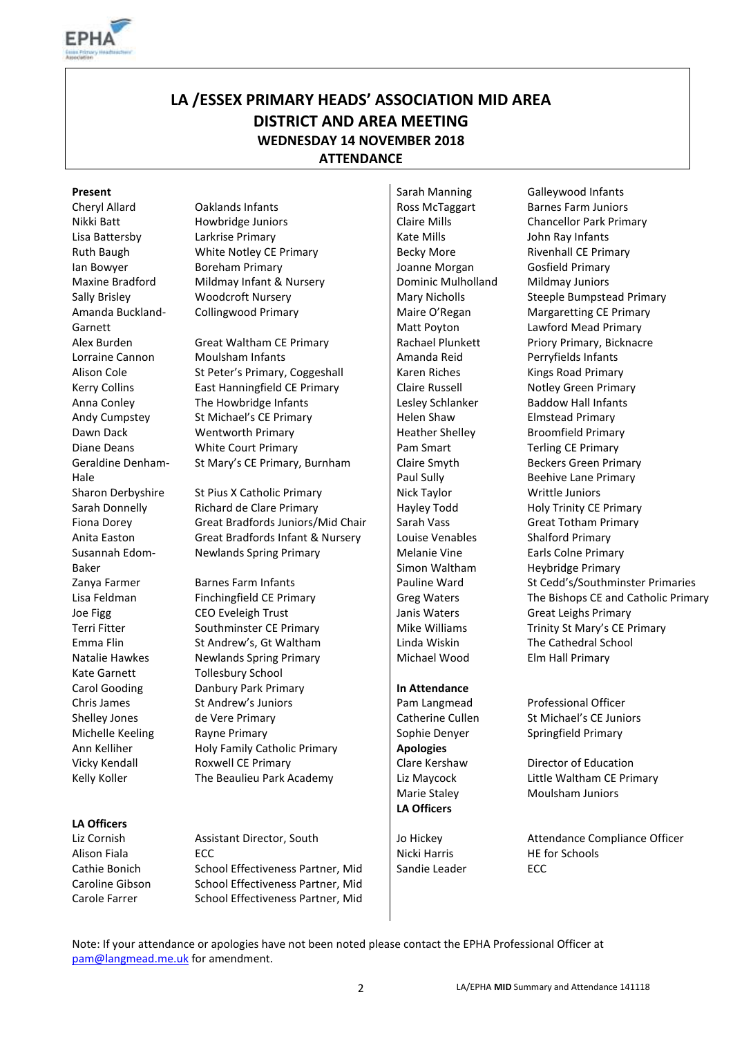# LA /ESSEX PRIMARY HEADS' ASSOCIATION MID AREA
## DISTRICT AND AREA MEETING
### WEDNESDAY 14 NOVEMBER 2018
### ATTENDANCE

**Present**

| | |
|---|---|
| Cheryl Allard | Oaklands Infants |
| Nikki Batt | Howbridge Juniors |
| Lisa Battersby | Larkrise Primary |
| Ruth Baugh | White Notley CE Primary |
| Ian Bowyer | Boreham Primary |
| Maxine Bradford | Mildmay Infant & Nursery |
| Sally Brisley | Woodcroft Nursery |
| Amanda Buckland-Garnett | Collingwood Primary |
| Alex Burden | Great Waltham CE Primary |
| Lorraine Cannon | Moulsham Infants |
| Alison Cole | St Peter's Primary, Coggeshall |
| Kerry Collins | East Hanningfield CE Primary |
| Anna Conley | The Howbridge Infants |
| Andy Cumpstey | St Michael's CE Primary |
| Dawn Dack | Wentworth Primary |
| Diane Deans | White Court Primary |
| Geraldine Denham-Hale | St Mary's CE Primary, Burnham |
| Sharon Derbyshire | St Pius X Catholic Primary |
| Sarah Donnelly | Richard de Clare Primary |
| Fiona Dorey | Great Bradfords Juniors/Mid Chair |
| Anita Easton | Great Bradfords Infant & Nursery |
| Susannah Edom-Baker | Newlands Spring Primary |
| Zanya Farmer | Barnes Farm Infants |
| Lisa Feldman | Finchingfield CE Primary |
| Joe Figg | CEO Eveleigh Trust |
| Terri Fitter | Southminster CE Primary |
| Emma Flin | St Andrew's, Gt Waltham |
| Natalie Hawkes | Newlands Spring Primary |
| Kate Garnett | Tollesbury School |
| Carol Gooding | Danbury Park Primary |
| Chris James | St Andrew's Juniors |
| Shelley Jones | de Vere Primary |
| Michelle Keeling | Rayne Primary |
| Ann Kelliher | Holy Family Catholic Primary |
| Vicky Kendall | Roxwell CE Primary |
| Kelly Koller | The Beaulieu Park Academy |
| Sarah Manning | Galleywood Infants |
| Ross McTaggart | Barnes Farm Juniors |
| Claire Mills | Chancellor Park Primary |
| Kate Mills | John Ray Infants |
| Becky More | Rivenhall CE Primary |
| Joanne Morgan | Gosfield Primary |
| Dominic Mulholland | Mildmay Juniors |
| Mary Nicholls | Steeple Bumpstead Primary |
| Maire O'Regan | Margaretting CE Primary |
| Matt Poyton | Lawford Mead Primary |
| Rachael Plunkett | Priory Primary, Bicknacre |
| Amanda Reid | Perryfields Infants |
| Karen Riches | Kings Road Primary |
| Claire Russell | Notley Green Primary |
| Lesley Schlanker | Baddow Hall Infants |
| Helen Shaw | Elmstead Primary |
| Heather Shelley | Broomfield Primary |
| Pam Smart | Terling CE Primary |
| Claire Smyth | Beckers Green Primary |
| Paul Sully | Beehive Lane Primary |
| Nick Taylor | Writtle Juniors |
| Hayley Todd | Holy Trinity CE Primary |
| Sarah Vass | Great Totham Primary |
| Louise Venables | Shalford Primary |
| Melanie Vine | Earls Colne Primary |
| Simon Waltham | Heybridge Primary |
| Pauline Ward | St Cedd's/Southminster Primaries |
| Greg Waters | The Bishops CE and Catholic Primary |
| Janis Waters | Great Leighs Primary |
| Mike Williams | Trinity St Mary's CE Primary |
| Linda Wiskin | The Cathedral School |
| Michael Wood | Elm Hall Primary |

**LA Officers**

| | |
|---|---|
| Liz Cornish | Assistant Director, South |
| Alison Fiala | ECC |
| Cathie Bonich | School Effectiveness Partner, Mid |
| Caroline Gibson | School Effectiveness Partner, Mid |
| Carole Farrer | School Effectiveness Partner, Mid |

**In Attendance**

| | |
|---|---|
| Pam Langmead | Professional Officer |
| Catherine Cullen | St Michael's CE Juniors |
| Sophie Denyer | Springfield Primary |

**Apologies**

| | |
|---|---|
| Clare Kershaw | Director of Education |
| Liz Maycock | Little Waltham CE Primary |
| Marie Staley | Moulsham Juniors |

**LA Officers**

| | |
|---|---|
| Jo Hickey | Attendance Compliance Officer |
| Nicki Harris | HE for Schools |
| Sandie Leader | ECC |

Note: If your attendance or apologies have not been noted please contact the EPHA Professional Officer at pam@langmead.me.uk for amendment.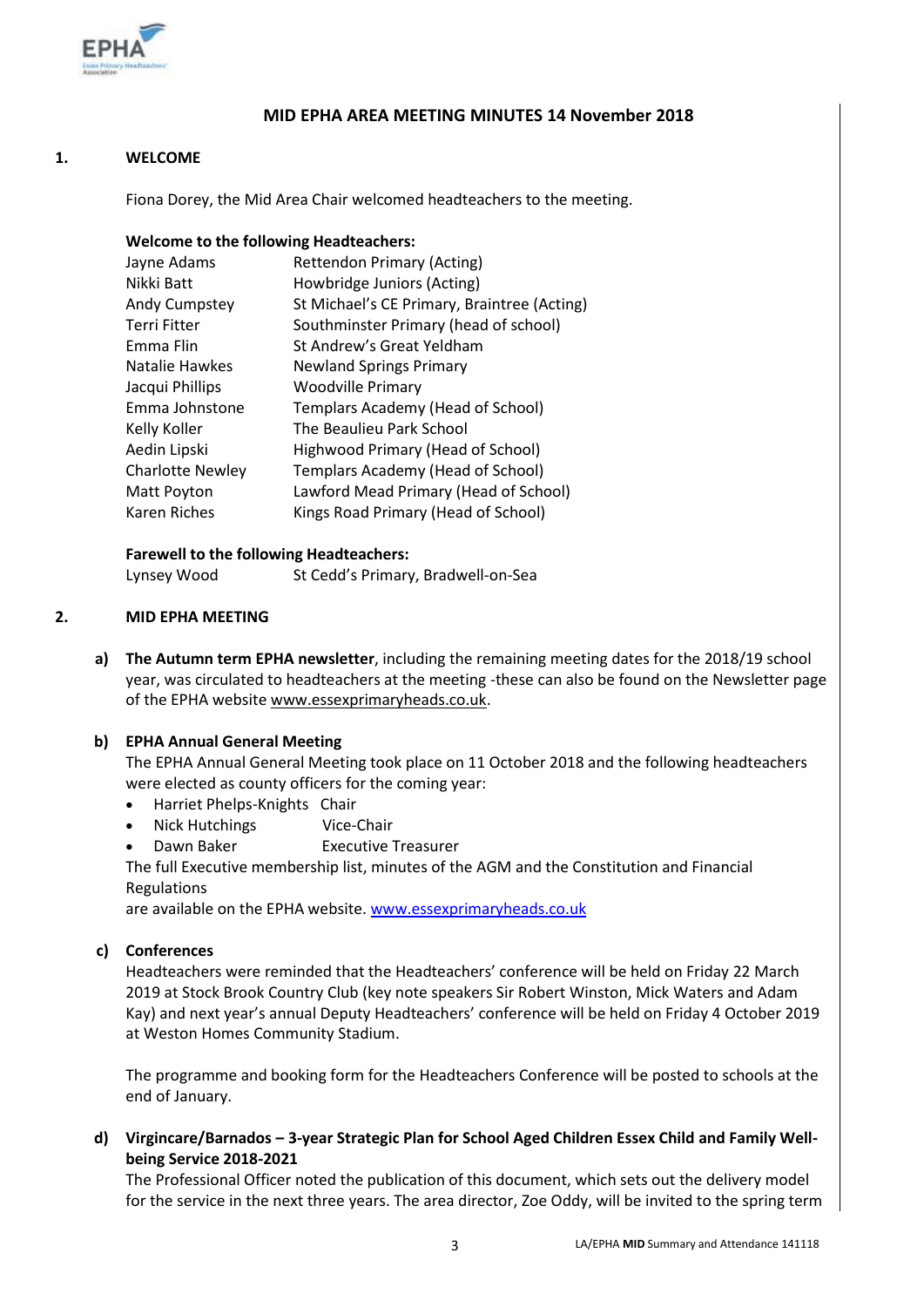## MID EPHA AREA MEETING MINUTES 14 November 2018

### 1. WELCOME

Fiona Dorey, the Mid Area Chair welcomed headteachers to the meeting.

**Welcome to the following Headteachers:**

| | |
|---|---|
| Jayne Adams | Rettendon Primary (Acting) |
| Nikki Batt | Howbridge Juniors (Acting) |
| Andy Cumpstey | St Michael's CE Primary, Braintree (Acting) |
| Terri Fitter | Southminster Primary (head of school) |
| Emma Flin | St Andrew's Great Yeldham |
| Natalie Hawkes | Newland Springs Primary |
| Jacqui Phillips | Woodville Primary |
| Emma Johnstone | Templars Academy (Head of School) |
| Kelly Koller | The Beaulieu Park School |
| Aedin Lipski | Highwood Primary (Head of School) |
| Charlotte Newley | Templars Academy (Head of School) |
| Matt Poyton | Lawford Mead Primary (Head of School) |
| Karen Riches | Kings Road Primary (Head of School) |

**Farewell to the following Headteachers:**

| | |
|---|---|
| Lynsey Wood | St Cedd's Primary, Bradwell-on-Sea |

### 2. MID EPHA MEETING

**a) The Autumn term EPHA newsletter**, including the remaining meeting dates for the 2018/19 school year, was circulated to headteachers at the meeting -these can also be found on the Newsletter page of the EPHA website www.essexprimaryheads.co.uk.

**b) EPHA Annual General Meeting**

The EPHA Annual General Meeting took place on 11 October 2018 and the following headteachers were elected as county officers for the coming year:

- Harriet Phelps-Knights Chair
- Nick Hutchings Vice-Chair
- Dawn Baker Executive Treasurer

The full Executive membership list, minutes of the AGM and the Constitution and Financial Regulations
are available on the EPHA website. www.essexprimaryheads.co.uk

**c) Conferences**

Headteachers were reminded that the Headteachers' conference will be held on Friday 22 March 2019 at Stock Brook Country Club (key note speakers Sir Robert Winston, Mick Waters and Adam Kay) and next year's annual Deputy Headteachers' conference will be held on Friday 4 October 2019 at Weston Homes Community Stadium.

The programme and booking form for the Headteachers Conference will be posted to schools at the end of January.

**d) Virgincare/Barnados – 3-year Strategic Plan for School Aged Children Essex Child and Family Well-being Service 2018-2021**

The Professional Officer noted the publication of this document, which sets out the delivery model for the service in the next three years. The area director, Zoe Oddy, will be invited to the spring term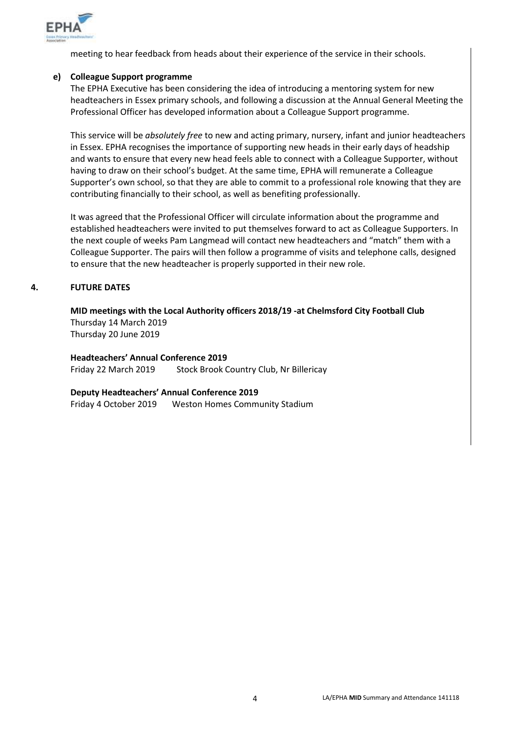meeting to hear feedback from heads about their experience of the service in their schools.

**e) Colleague Support programme**

The EPHA Executive has been considering the idea of introducing a mentoring system for new headteachers in Essex primary schools, and following a discussion at the Annual General Meeting the Professional Officer has developed information about a Colleague Support programme.

This service will be *absolutely free* to new and acting primary, nursery, infant and junior headteachers in Essex. EPHA recognises the importance of supporting new heads in their early days of headship and wants to ensure that every new head feels able to connect with a Colleague Supporter, without having to draw on their school's budget. At the same time, EPHA will remunerate a Colleague Supporter's own school, so that they are able to commit to a professional role knowing that they are contributing financially to their school, as well as benefiting professionally.

It was agreed that the Professional Officer will circulate information about the programme and established headteachers were invited to put themselves forward to act as Colleague Supporters. In the next couple of weeks Pam Langmead will contact new headteachers and "match" them with a Colleague Supporter. The pairs will then follow a programme of visits and telephone calls, designed to ensure that the new headteacher is properly supported in their new role.

## 4. FUTURE DATES

**MID meetings with the Local Authority officers 2018/19 -at Chelmsford City Football Club**

Thursday 14 March 2019
Thursday 20 June 2019

**Headteachers' Annual Conference 2019**

Friday 22 March 2019 Stock Brook Country Club, Nr Billericay

**Deputy Headteachers' Annual Conference 2019**

Friday 4 October 2019 Weston Homes Community Stadium